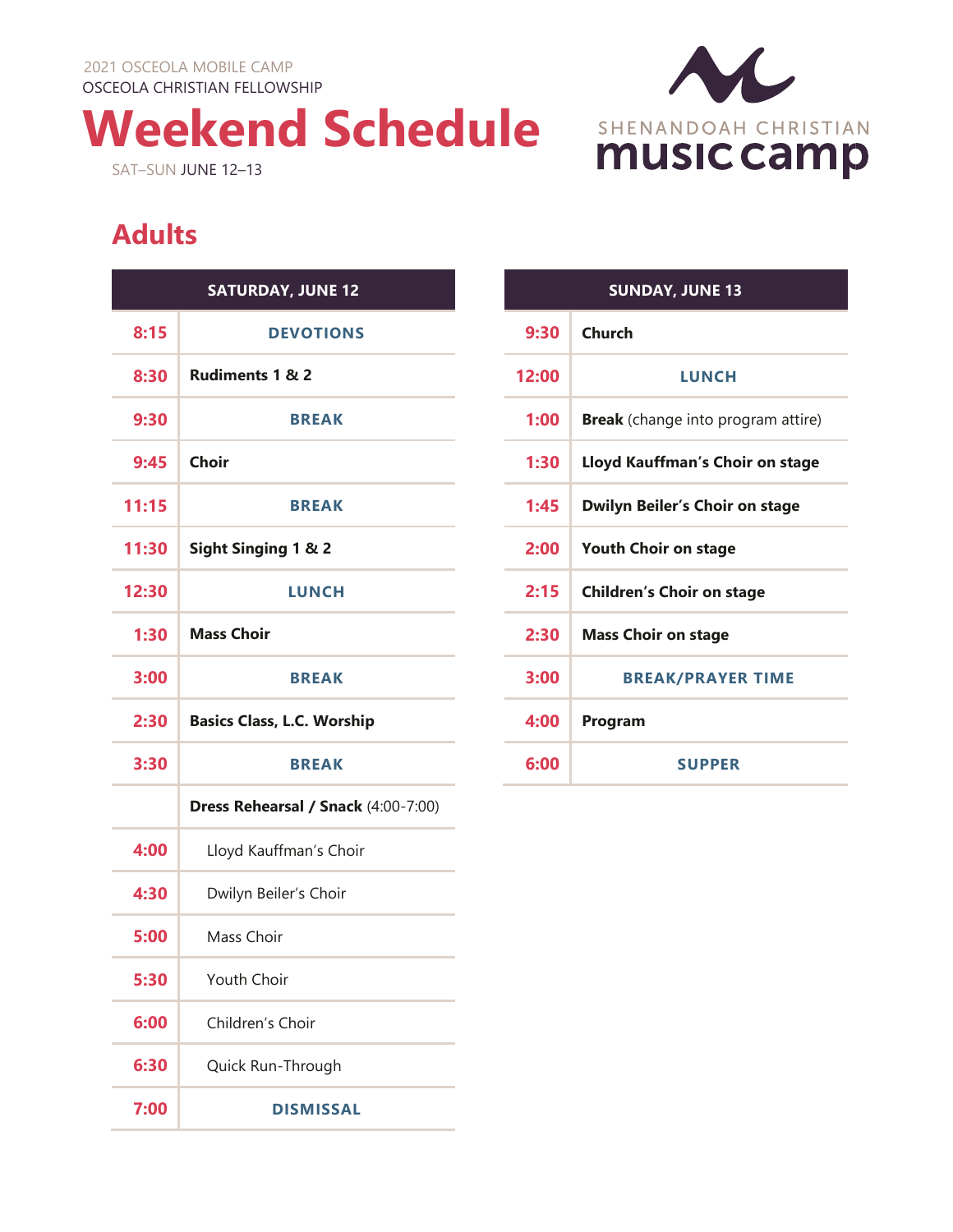2021 OSCEOLA MOBILE CAMP
OSCEOLA CHRISTIAN FELLOWSHIP

# Weekend Schedule

SAT–SUN JUNE 12–13

SHENANDOAH CHRISTIAN **music camp**

## Adults

| SATURDAY, JUNE 12 | |
|---|---|
| 8:15 | DEVOTIONS |
| 8:30 | **Rudiments 1 & 2** |
| 9:30 | BREAK |
| 9:45 | **Choir** |
| 11:15 | BREAK |
| 11:30 | **Sight Singing 1 & 2** |
| 12:30 | LUNCH |
| 1:30 | **Mass Choir** |
| 3:00 | BREAK |
| 2:30 | **Basics Class, L.C. Worship** |
| 3:30 | BREAK |
| | **Dress Rehearsal / Snack** (4:00-7:00) |
| 4:00 | Lloyd Kauffman's Choir |
| 4:30 | Dwilyn Beiler's Choir |
| 5:00 | Mass Choir |
| 5:30 | Youth Choir |
| 6:00 | Children's Choir |
| 6:30 | Quick Run-Through |
| 7:00 | DISMISSAL |

| SUNDAY, JUNE 13 | |
|---|---|
| 9:30 | **Church** |
| 12:00 | LUNCH |
| 1:00 | **Break** (change into program attire) |
| 1:30 | **Lloyd Kauffman's Choir on stage** |
| 1:45 | **Dwilyn Beiler's Choir on stage** |
| 2:00 | **Youth Choir on stage** |
| 2:15 | **Children's Choir on stage** |
| 2:30 | **Mass Choir on stage** |
| 3:00 | BREAK/PRAYER TIME |
| 4:00 | **Program** |
| 6:00 | SUPPER |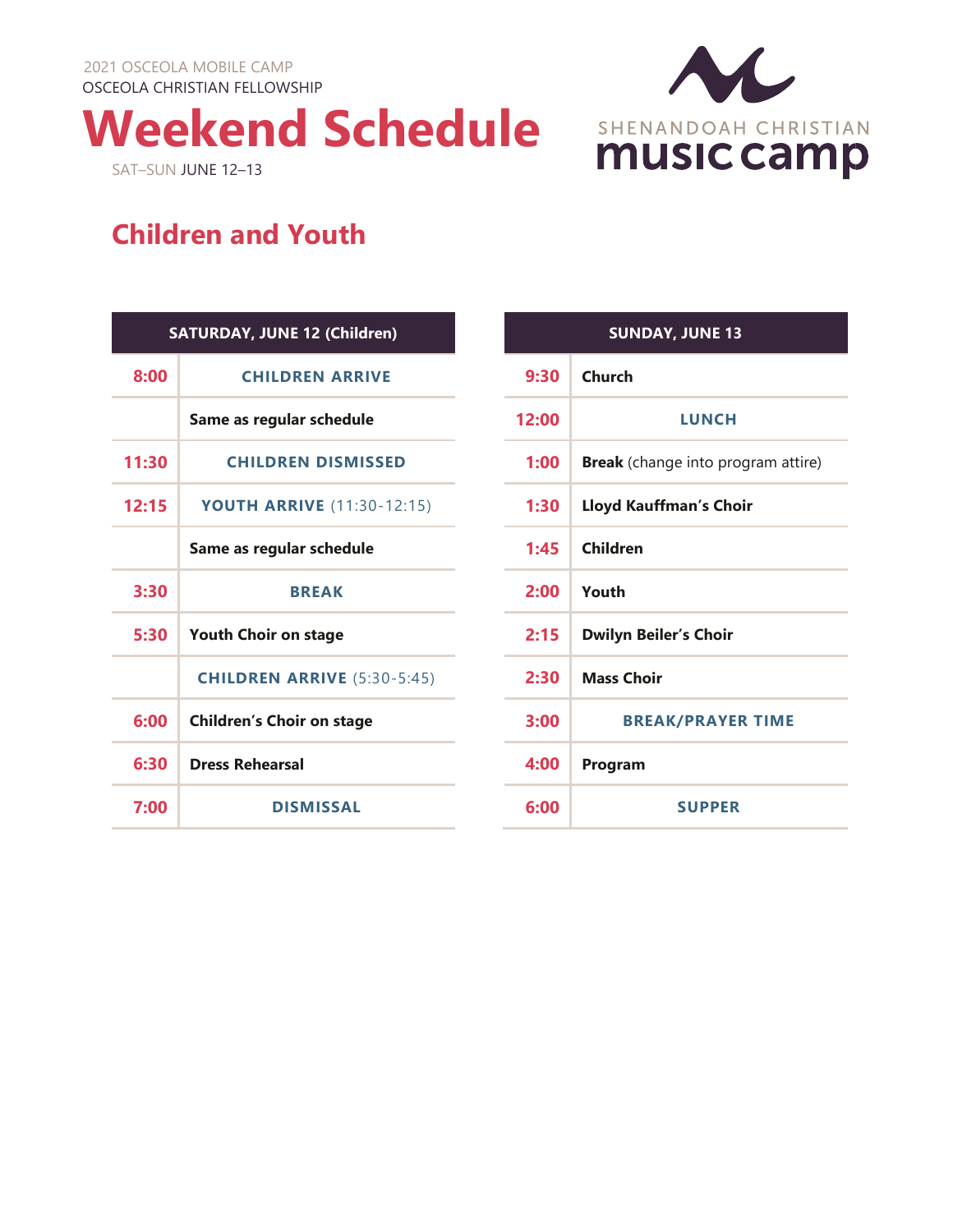2021 OSCEOLA MOBILE CAMP
OSCEOLA CHRISTIAN FELLOWSHIP

# Weekend Schedule

SAT–SUN JUNE 12–13

SHENANDOAH CHRISTIAN **music camp**

## Children and Youth

| SATURDAY, JUNE 12 (Children) | |
|---|---|
| 8:00 | CHILDREN ARRIVE |
| | Same as regular schedule |
| 11:30 | CHILDREN DISMISSED |
| 12:15 | YOUTH ARRIVE (11:30-12:15) |
| | Same as regular schedule |
| 3:30 | BREAK |
| 5:30 | Youth Choir on stage |
| | CHILDREN ARRIVE (5:30-5:45) |
| 6:00 | Children's Choir on stage |
| 6:30 | Dress Rehearsal |
| 7:00 | DISMISSAL |

| SUNDAY, JUNE 13 | |
|---|---|
| 9:30 | Church |
| 12:00 | LUNCH |
| 1:00 | **Break** (change into program attire) |
| 1:30 | Lloyd Kauffman's Choir |
| 1:45 | Children |
| 2:00 | Youth |
| 2:15 | Dwilyn Beiler's Choir |
| 2:30 | Mass Choir |
| 3:00 | BREAK/PRAYER TIME |
| 4:00 | Program |
| 6:00 | SUPPER |